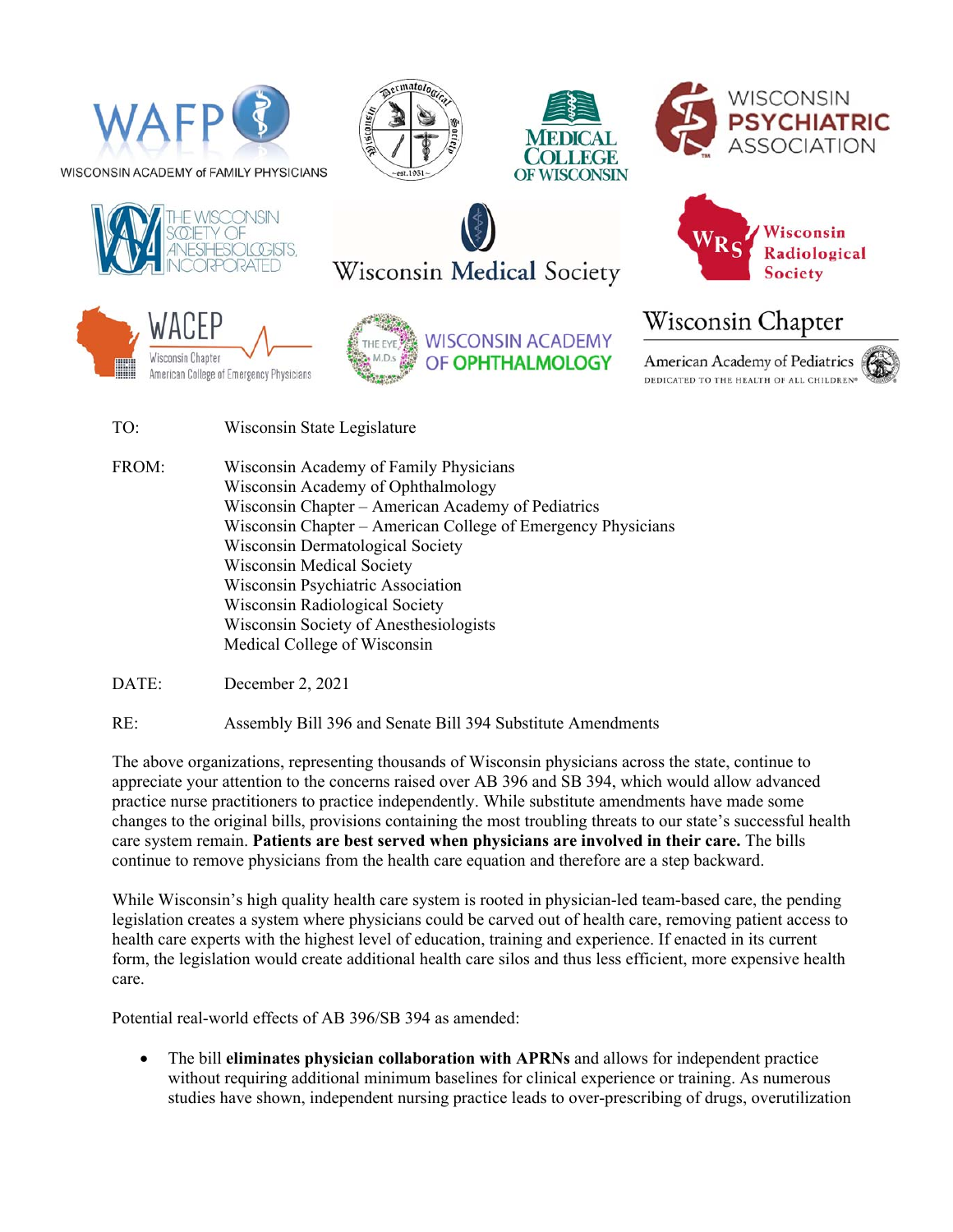TO: Wisconsin State Legislature

FROM: Wisconsin Academy of Family Physicians
Wisconsin Academy of Ophthalmology
Wisconsin Chapter – American Academy of Pediatrics
Wisconsin Chapter – American College of Emergency Physicians
Wisconsin Dermatological Society
Wisconsin Medical Society
Wisconsin Psychiatric Association
Wisconsin Radiological Society
Wisconsin Society of Anesthesiologists
Medical College of Wisconsin

DATE: December 2, 2021

RE: Assembly Bill 396 and Senate Bill 394 Substitute Amendments

The above organizations, representing thousands of Wisconsin physicians across the state, continue to appreciate your attention to the concerns raised over AB 396 and SB 394, which would allow advanced practice nurse practitioners to practice independently. While substitute amendments have made some changes to the original bills, provisions containing the most troubling threats to our state's successful health care system remain. **Patients are best served when physicians are involved in their care.** The bills continue to remove physicians from the health care equation and therefore are a step backward.

While Wisconsin's high quality health care system is rooted in physician-led team-based care, the pending legislation creates a system where physicians could be carved out of health care, removing patient access to health care experts with the highest level of education, training and experience. If enacted in its current form, the legislation would create additional health care silos and thus less efficient, more expensive health care.

Potential real-world effects of AB 396/SB 394 as amended:

- The bill **eliminates physician collaboration with APRNs** and allows for independent practice without requiring additional minimum baselines for clinical experience or training. As numerous studies have shown, independent nursing practice leads to over-prescribing of drugs, overutilization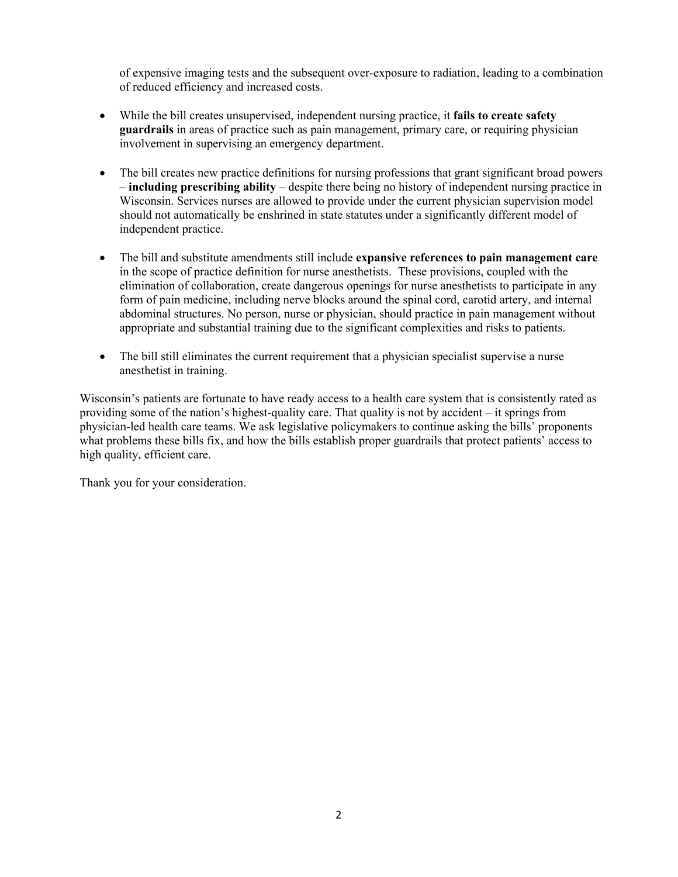of expensive imaging tests and the subsequent over-exposure to radiation, leading to a combination of reduced efficiency and increased costs.

- While the bill creates unsupervised, independent nursing practice, it **fails to create safety guardrails** in areas of practice such as pain management, primary care, or requiring physician involvement in supervising an emergency department.

- The bill creates new practice definitions for nursing professions that grant significant broad powers – **including prescribing ability** – despite there being no history of independent nursing practice in Wisconsin. Services nurses are allowed to provide under the current physician supervision model should not automatically be enshrined in state statutes under a significantly different model of independent practice.

- The bill and substitute amendments still include **expansive references to pain management care** in the scope of practice definition for nurse anesthetists. These provisions, coupled with the elimination of collaboration, create dangerous openings for nurse anesthetists to participate in any form of pain medicine, including nerve blocks around the spinal cord, carotid artery, and internal abdominal structures. No person, nurse or physician, should practice in pain management without appropriate and substantial training due to the significant complexities and risks to patients.

- The bill still eliminates the current requirement that a physician specialist supervise a nurse anesthetist in training.

Wisconsin's patients are fortunate to have ready access to a health care system that is consistently rated as providing some of the nation's highest-quality care. That quality is not by accident – it springs from physician-led health care teams. We ask legislative policymakers to continue asking the bills' proponents what problems these bills fix, and how the bills establish proper guardrails that protect patients' access to high quality, efficient care.

Thank you for your consideration.